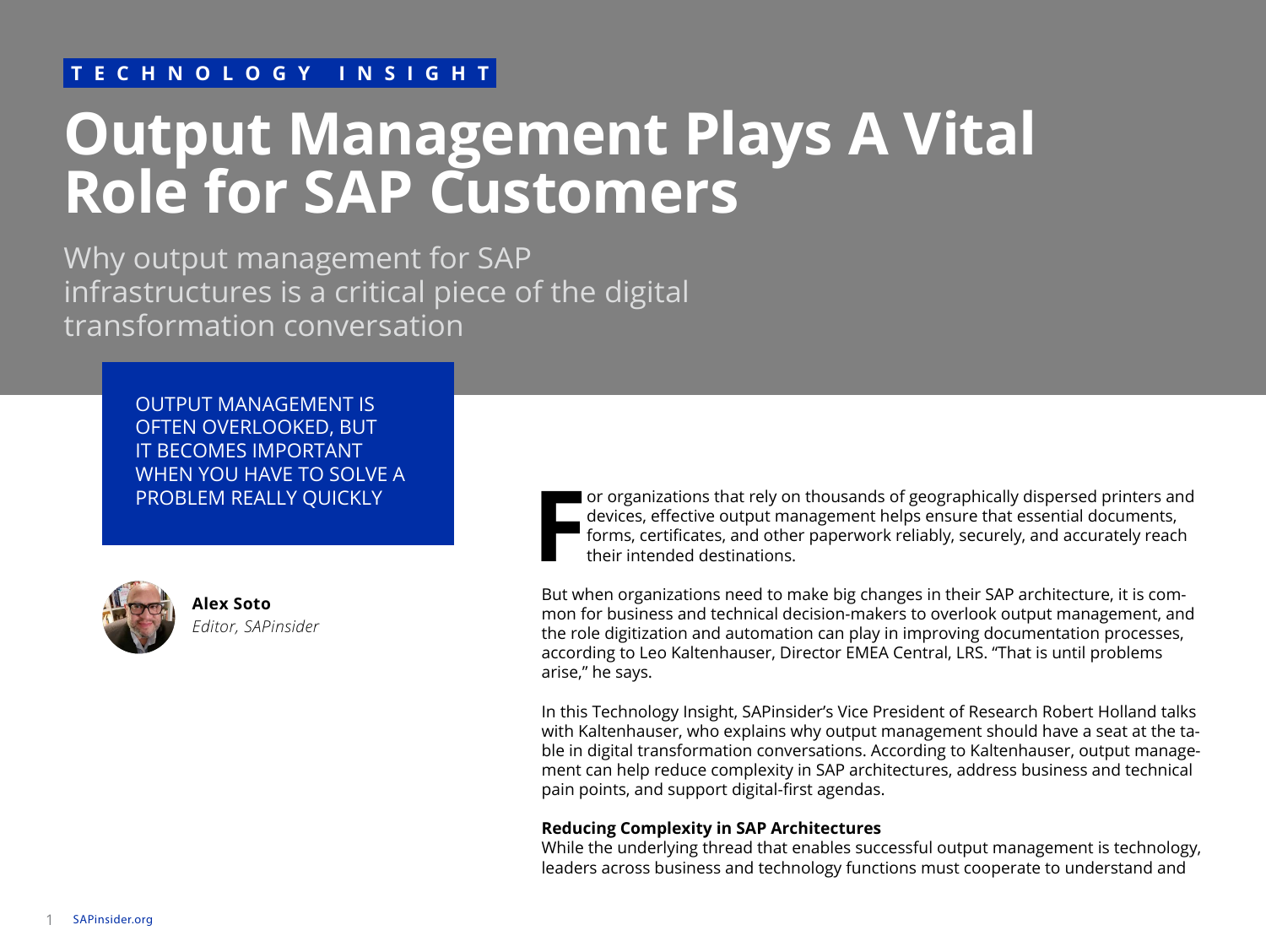TECHNOLOGY INSIGHT

# Output Management Plays A Vital Role for SAP Customers

Why output management for SAP infrastructures is a critical piece of the digital transformation conversation

OUTPUT MANAGEMENT IS OFTEN OVERLOOKED, BUT IT BECOMES IMPORTANT WHEN YOU HAVE TO SOLVE A PROBLEM REALLY QUICKLY

**Alex Soto**
*Editor, SAPinsider*

For organizations that rely on thousands of geographically dispersed printers and devices, effective output management helps ensure that essential documents, forms, certificates, and other paperwork reliably, securely, and accurately reach their intended destinations.

But when organizations need to make big changes in their SAP architecture, it is common for business and technical decision-makers to overlook output management, and the role digitization and automation can play in improving documentation processes, according to Leo Kaltenhauser, Director EMEA Central, LRS. "That is until problems arise," he says.

In this Technology Insight, SAPinsider's Vice President of Research Robert Holland talks with Kaltenhauser, who explains why output management should have a seat at the table in digital transformation conversations. According to Kaltenhauser, output management can help reduce complexity in SAP architectures, address business and technical pain points, and support digital-first agendas.

## Reducing Complexity in SAP Architectures

While the underlying thread that enables successful output management is technology, leaders across business and technology functions must cooperate to understand and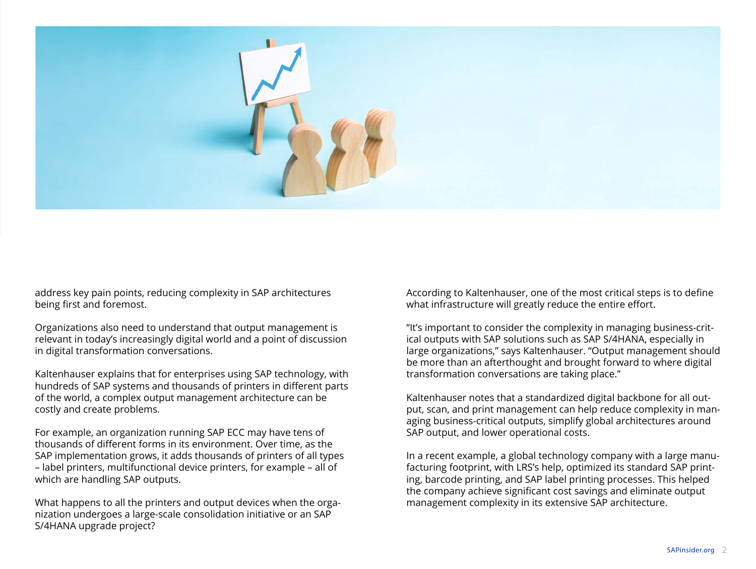address key pain points, reducing complexity in SAP architectures being first and foremost.

Organizations also need to understand that output management is relevant in today's increasingly digital world and a point of discussion in digital transformation conversations.

Kaltenhauser explains that for enterprises using SAP technology, with hundreds of SAP systems and thousands of printers in different parts of the world, a complex output management architecture can be costly and create problems.

For example, an organization running SAP ECC may have tens of thousands of different forms in its environment. Over time, as the SAP implementation grows, it adds thousands of printers of all types – label printers, multifunctional device printers, for example – all of which are handling SAP outputs.

What happens to all the printers and output devices when the organization undergoes a large-scale consolidation initiative or an SAP S/4HANA upgrade project?

According to Kaltenhauser, one of the most critical steps is to define what infrastructure will greatly reduce the entire effort.

"It's important to consider the complexity in managing business-critical outputs with SAP solutions such as SAP S/4HANA, especially in large organizations," says Kaltenhauser. "Output management should be more than an afterthought and brought forward to where digital transformation conversations are taking place."

Kaltenhauser notes that a standardized digital backbone for all output, scan, and print management can help reduce complexity in managing business-critical outputs, simplify global architectures around SAP output, and lower operational costs.

In a recent example, a global technology company with a large manufacturing footprint, with LRS's help, optimized its standard SAP printing, barcode printing, and SAP label printing processes. This helped the company achieve significant cost savings and eliminate output management complexity in its extensive SAP architecture.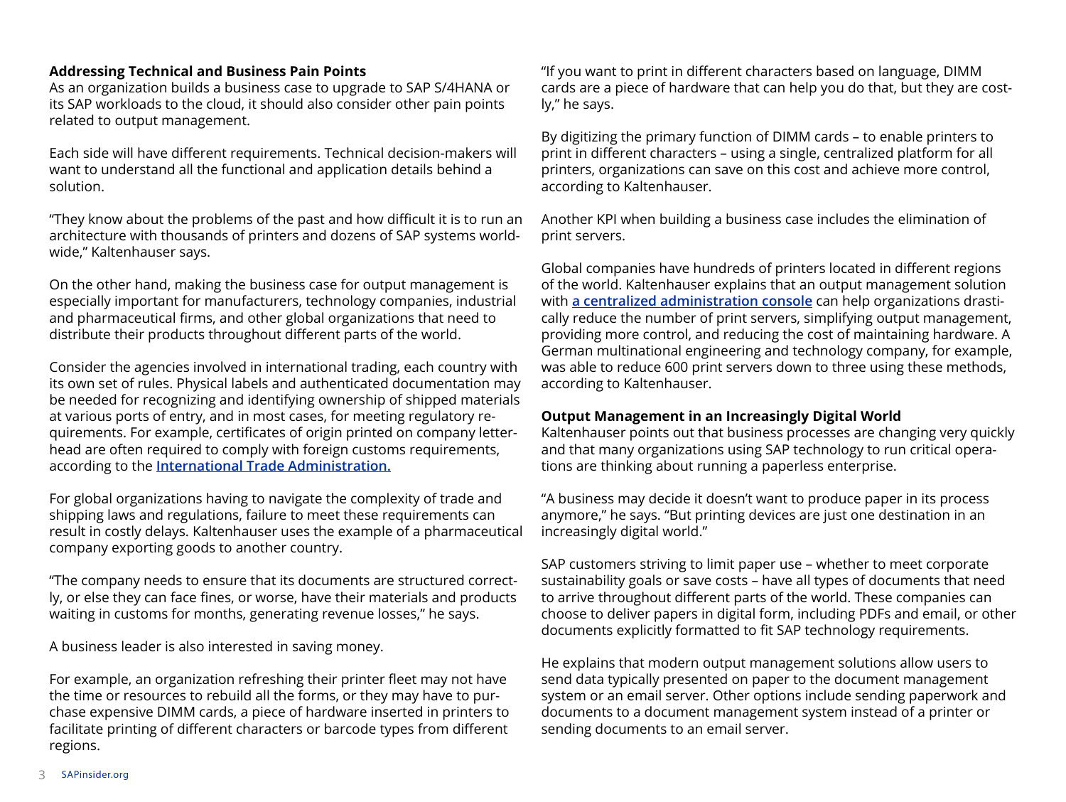**Addressing Technical and Business Pain Points**

As an organization builds a business case to upgrade to SAP S/4HANA or its SAP workloads to the cloud, it should also consider other pain points related to output management.

Each side will have different requirements. Technical decision-makers will want to understand all the functional and application details behind a solution.

"They know about the problems of the past and how difficult it is to run an architecture with thousands of printers and dozens of SAP systems worldwide," Kaltenhauser says.

On the other hand, making the business case for output management is especially important for manufacturers, technology companies, industrial and pharmaceutical firms, and other global organizations that need to distribute their products throughout different parts of the world.

Consider the agencies involved in international trading, each country with its own set of rules. Physical labels and authenticated documentation may be needed for recognizing and identifying ownership of shipped materials at various ports of entry, and in most cases, for meeting regulatory requirements. For example, certificates of origin printed on company letterhead are often required to comply with foreign customs requirements, according to the **International Trade Administration.**

For global organizations having to navigate the complexity of trade and shipping laws and regulations, failure to meet these requirements can result in costly delays. Kaltenhauser uses the example of a pharmaceutical company exporting goods to another country.

"The company needs to ensure that its documents are structured correctly, or else they can face fines, or worse, have their materials and products waiting in customs for months, generating revenue losses," he says.

A business leader is also interested in saving money.

For example, an organization refreshing their printer fleet may not have the time or resources to rebuild all the forms, or they may have to purchase expensive DIMM cards, a piece of hardware inserted in printers to facilitate printing of different characters or barcode types from different regions.

"If you want to print in different characters based on language, DIMM cards are a piece of hardware that can help you do that, but they are costly," he says.

By digitizing the primary function of DIMM cards – to enable printers to print in different characters – using a single, centralized platform for all printers, organizations can save on this cost and achieve more control, according to Kaltenhauser.

Another KPI when building a business case includes the elimination of print servers.

Global companies have hundreds of printers located in different regions of the world. Kaltenhauser explains that an output management solution with **a centralized administration console** can help organizations drastically reduce the number of print servers, simplifying output management, providing more control, and reducing the cost of maintaining hardware. A German multinational engineering and technology company, for example, was able to reduce 600 print servers down to three using these methods, according to Kaltenhauser.

**Output Management in an Increasingly Digital World**

Kaltenhauser points out that business processes are changing very quickly and that many organizations using SAP technology to run critical operations are thinking about running a paperless enterprise.

"A business may decide it doesn't want to produce paper in its process anymore," he says. "But printing devices are just one destination in an increasingly digital world."

SAP customers striving to limit paper use – whether to meet corporate sustainability goals or save costs – have all types of documents that need to arrive throughout different parts of the world. These companies can choose to deliver papers in digital form, including PDFs and email, or other documents explicitly formatted to fit SAP technology requirements.

He explains that modern output management solutions allow users to send data typically presented on paper to the document management system or an email server. Other options include sending paperwork and documents to a document management system instead of a printer or sending documents to an email server.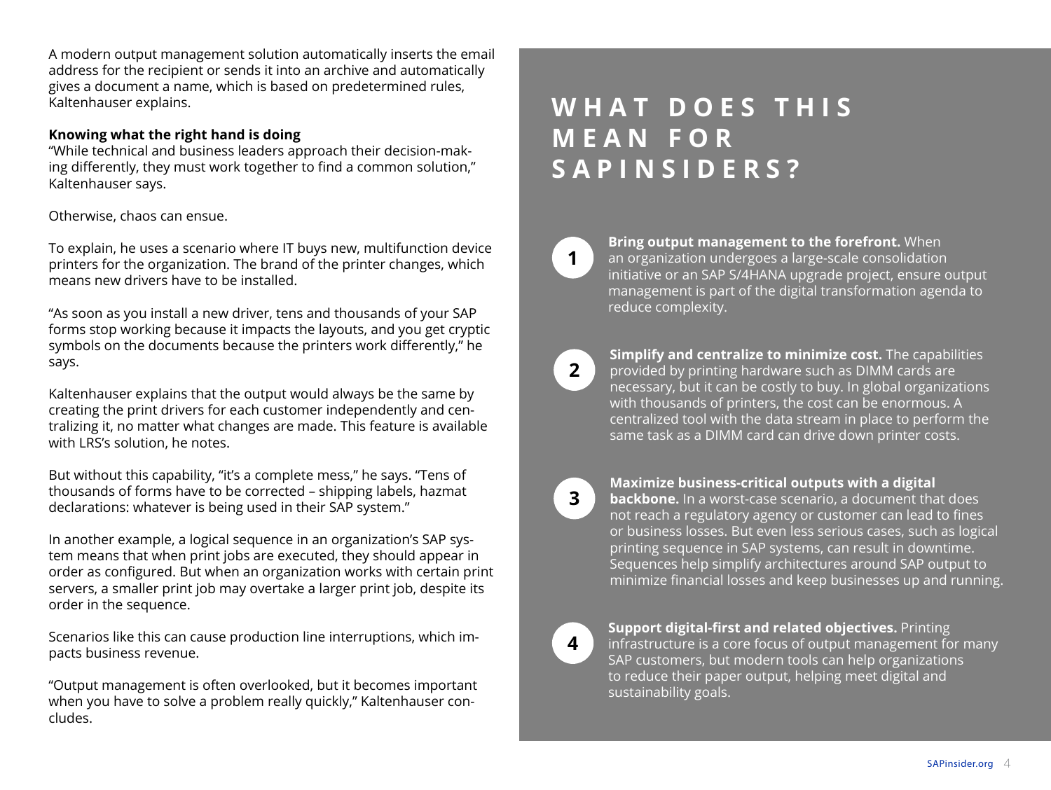A modern output management solution automatically inserts the email address for the recipient or sends it into an archive and automatically gives a document a name, which is based on predetermined rules, Kaltenhauser explains.

**Knowing what the right hand is doing**

"While technical and business leaders approach their decision-making differently, they must work together to find a common solution," Kaltenhauser says.

Otherwise, chaos can ensue.

To explain, he uses a scenario where IT buys new, multifunction device printers for the organization. The brand of the printer changes, which means new drivers have to be installed.

"As soon as you install a new driver, tens and thousands of your SAP forms stop working because it impacts the layouts, and you get cryptic symbols on the documents because the printers work differently," he says.

Kaltenhauser explains that the output would always be the same by creating the print drivers for each customer independently and centralizing it, no matter what changes are made. This feature is available with LRS's solution, he notes.

But without this capability, "it's a complete mess," he says. "Tens of thousands of forms have to be corrected – shipping labels, hazmat declarations: whatever is being used in their SAP system."

In another example, a logical sequence in an organization's SAP system means that when print jobs are executed, they should appear in order as configured. But when an organization works with certain print servers, a smaller print job may overtake a larger print job, despite its order in the sequence.

Scenarios like this can cause production line interruptions, which impacts business revenue.

"Output management is often overlooked, but it becomes important when you have to solve a problem really quickly," Kaltenhauser concludes.

## WHAT DOES THIS MEAN FOR SAPINSIDERS?

1. **Bring output management to the forefront.** When an organization undergoes a large-scale consolidation initiative or an SAP S/4HANA upgrade project, ensure output management is part of the digital transformation agenda to reduce complexity.

2. **Simplify and centralize to minimize cost.** The capabilities provided by printing hardware such as DIMM cards are necessary, but it can be costly to buy. In global organizations with thousands of printers, the cost can be enormous. A centralized tool with the data stream in place to perform the same task as a DIMM card can drive down printer costs.

3. **Maximize business-critical outputs with a digital backbone.** In a worst-case scenario, a document that does not reach a regulatory agency or customer can lead to fines or business losses. But even less serious cases, such as logical printing sequence in SAP systems, can result in downtime. Sequences help simplify architectures around SAP output to minimize financial losses and keep businesses up and running.

4. **Support digital-first and related objectives.** Printing infrastructure is a core focus of output management for many SAP customers, but modern tools can help organizations to reduce their paper output, helping meet digital and sustainability goals.